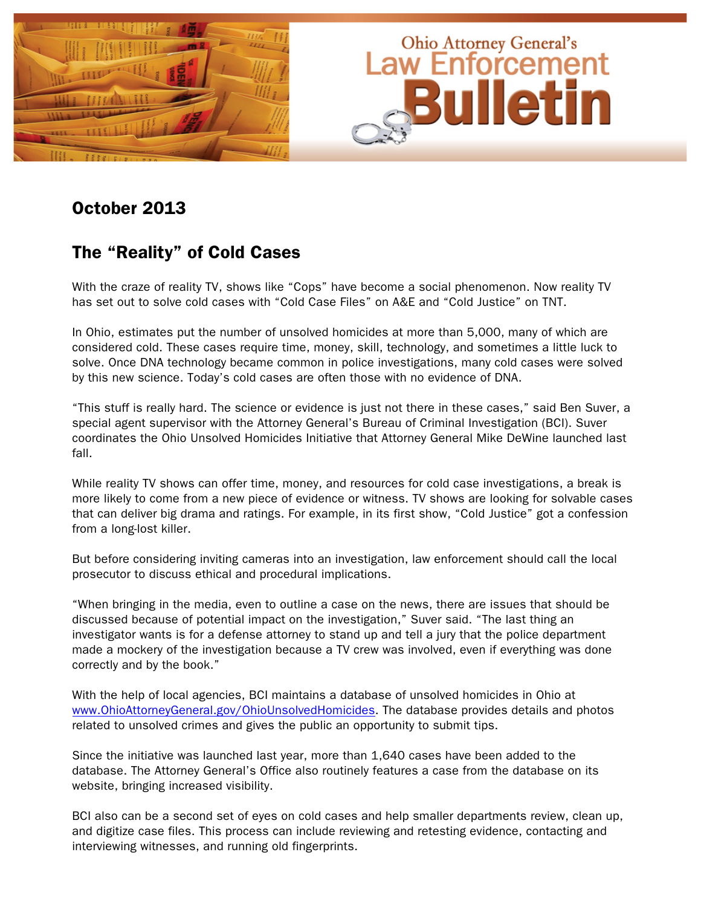# Ohio Attorney General's Law Enforcement Bulletin

## October 2013

## The "Reality" of Cold Cases

With the craze of reality TV, shows like "Cops" have become a social phenomenon. Now reality TV has set out to solve cold cases with "Cold Case Files" on A&E and "Cold Justice" on TNT.

In Ohio, estimates put the number of unsolved homicides at more than 5,000, many of which are considered cold. These cases require time, money, skill, technology, and sometimes a little luck to solve. Once DNA technology became common in police investigations, many cold cases were solved by this new science. Today's cold cases are often those with no evidence of DNA.

"This stuff is really hard. The science or evidence is just not there in these cases," said Ben Suver, a special agent supervisor with the Attorney General's Bureau of Criminal Investigation (BCI). Suver coordinates the Ohio Unsolved Homicides Initiative that Attorney General Mike DeWine launched last fall.

While reality TV shows can offer time, money, and resources for cold case investigations, a break is more likely to come from a new piece of evidence or witness. TV shows are looking for solvable cases that can deliver big drama and ratings. For example, in its first show, "Cold Justice" got a confession from a long-lost killer.

But before considering inviting cameras into an investigation, law enforcement should call the local prosecutor to discuss ethical and procedural implications.

"When bringing in the media, even to outline a case on the news, there are issues that should be discussed because of potential impact on the investigation," Suver said. "The last thing an investigator wants is for a defense attorney to stand up and tell a jury that the police department made a mockery of the investigation because a TV crew was involved, even if everything was done correctly and by the book."

With the help of local agencies, BCI maintains a database of unsolved homicides in Ohio at www.OhioAttorneyGeneral.gov/OhioUnsolvedHomicides. The database provides details and photos related to unsolved crimes and gives the public an opportunity to submit tips.

Since the initiative was launched last year, more than 1,640 cases have been added to the database. The Attorney General's Office also routinely features a case from the database on its website, bringing increased visibility.

BCI also can be a second set of eyes on cold cases and help smaller departments review, clean up, and digitize case files. This process can include reviewing and retesting evidence, contacting and interviewing witnesses, and running old fingerprints.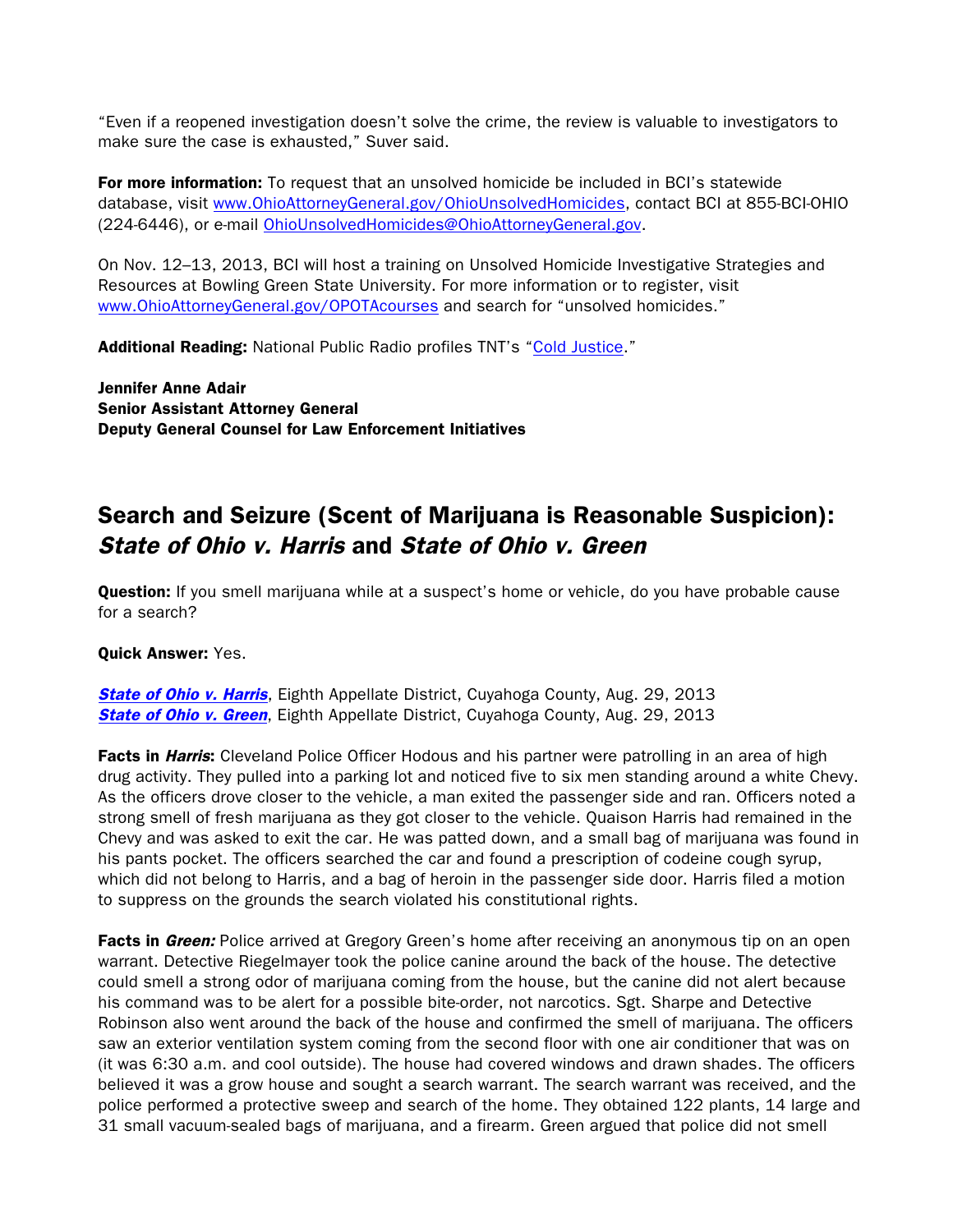"Even if a reopened investigation doesn't solve the crime, the review is valuable to investigators to make sure the case is exhausted," Suver said.

**For more information:** To request that an unsolved homicide be included in BCI's statewide database, visit [www.OhioAttorneyGeneral.gov/OhioUnsolvedHomicides](www.OhioAttorneyGeneral.gov/OhioUnsolvedHomicides), contact BCI at 855-BCI-OHIO (224-6446), or e-mail [OhioUnsolvedHomicides@OhioAttorneyGeneral.gov](mailto:OhioUnsolvedHomicides@OhioAttorneyGeneral.gov).

On Nov. 12–13, 2013, BCI will host a training on Unsolved Homicide Investigative Strategies and Resources at Bowling Green State University. For more information or to register, visit [www.OhioAttorneyGeneral.gov/OPOTAcourses](www.OhioAttorneyGeneral.gov/OPOTAcourses) and search for "unsolved homicides."

**Additional Reading:** National Public Radio profiles TNT's "Cold Justice."

**Jennifer Anne Adair**
**Senior Assistant Attorney General**
**Deputy General Counsel for Law Enforcement Initiatives**

## Search and Seizure (Scent of Marijuana is Reasonable Suspicion): *State of Ohio v. Harris* and *State of Ohio v. Green*

**Question:** If you smell marijuana while at a suspect's home or vehicle, do you have probable cause for a search?

**Quick Answer:** Yes.

***State of Ohio v. Harris***, Eighth Appellate District, Cuyahoga County, Aug. 29, 2013
***State of Ohio v. Green***, Eighth Appellate District, Cuyahoga County, Aug. 29, 2013

**Facts in *Harris*:** Cleveland Police Officer Hodous and his partner were patrolling in an area of high drug activity. They pulled into a parking lot and noticed five to six men standing around a white Chevy. As the officers drove closer to the vehicle, a man exited the passenger side and ran. Officers noted a strong smell of fresh marijuana as they got closer to the vehicle. Quaison Harris had remained in the Chevy and was asked to exit the car. He was patted down, and a small bag of marijuana was found in his pants pocket. The officers searched the car and found a prescription of codeine cough syrup, which did not belong to Harris, and a bag of heroin in the passenger side door. Harris filed a motion to suppress on the grounds the search violated his constitutional rights.

**Facts in *Green:*** Police arrived at Gregory Green's home after receiving an anonymous tip on an open warrant. Detective Riegelmayer took the police canine around the back of the house. The detective could smell a strong odor of marijuana coming from the house, but the canine did not alert because his command was to be alert for a possible bite-order, not narcotics. Sgt. Sharpe and Detective Robinson also went around the back of the house and confirmed the smell of marijuana. The officers saw an exterior ventilation system coming from the second floor with one air conditioner that was on (it was 6:30 a.m. and cool outside). The house had covered windows and drawn shades. The officers believed it was a grow house and sought a search warrant. The search warrant was received, and the police performed a protective sweep and search of the home. They obtained 122 plants, 14 large and 31 small vacuum-sealed bags of marijuana, and a firearm. Green argued that police did not smell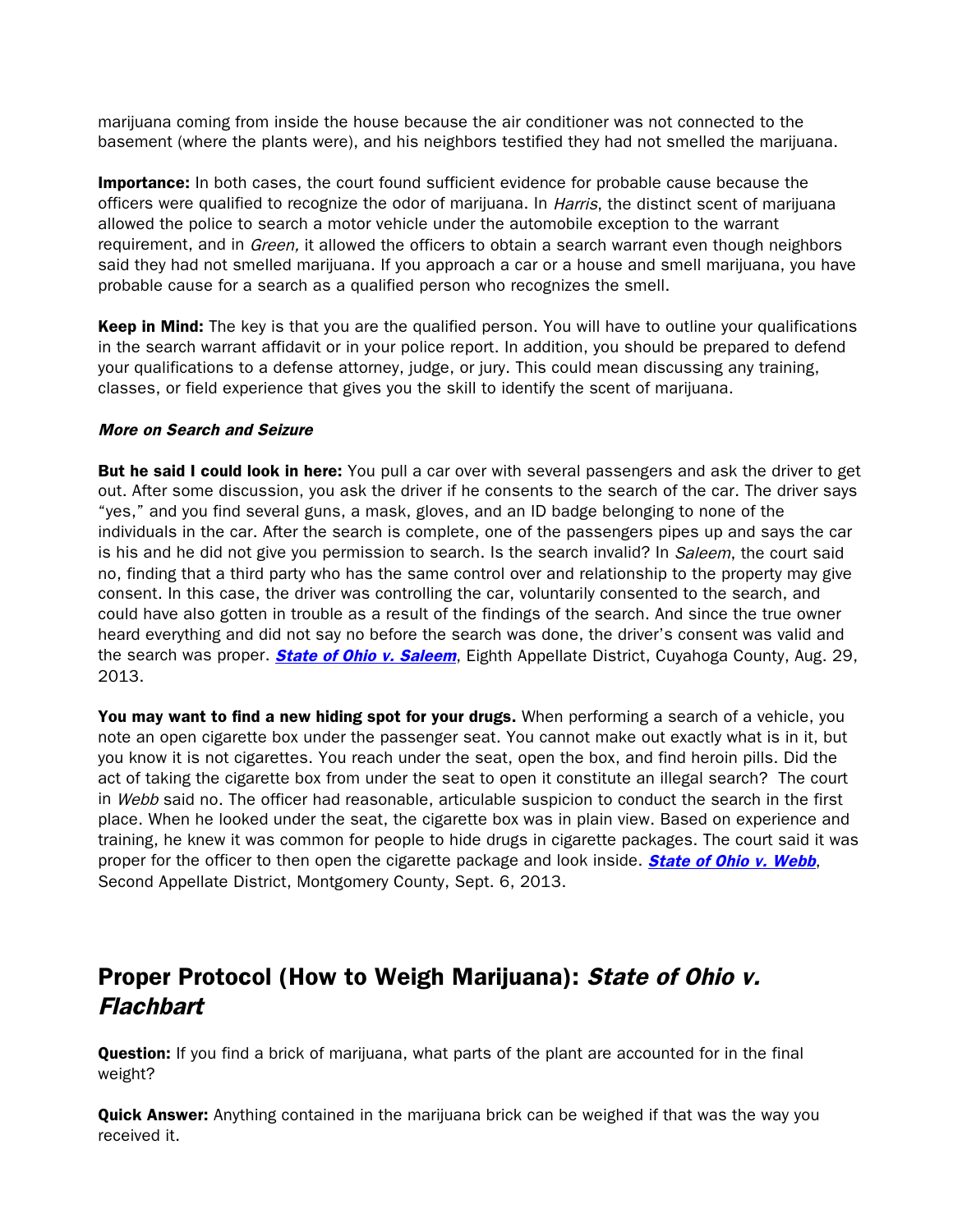marijuana coming from inside the house because the air conditioner was not connected to the basement (where the plants were), and his neighbors testified they had not smelled the marijuana.

**Importance:** In both cases, the court found sufficient evidence for probable cause because the officers were qualified to recognize the odor of marijuana. In *Harris*, the distinct scent of marijuana allowed the police to search a motor vehicle under the automobile exception to the warrant requirement, and in *Green,* it allowed the officers to obtain a search warrant even though neighbors said they had not smelled marijuana. If you approach a car or a house and smell marijuana, you have probable cause for a search as a qualified person who recognizes the smell.

**Keep in Mind:** The key is that you are the qualified person. You will have to outline your qualifications in the search warrant affidavit or in your police report. In addition, you should be prepared to defend your qualifications to a defense attorney, judge, or jury. This could mean discussing any training, classes, or field experience that gives you the skill to identify the scent of marijuana.

***More on Search and Seizure***

**But he said I could look in here:** You pull a car over with several passengers and ask the driver to get out. After some discussion, you ask the driver if he consents to the search of the car. The driver says "yes," and you find several guns, a mask, gloves, and an ID badge belonging to none of the individuals in the car. After the search is complete, one of the passengers pipes up and says the car is his and he did not give you permission to search. Is the search invalid? In *Saleem*, the court said no, finding that a third party who has the same control over and relationship to the property may give consent. In this case, the driver was controlling the car, voluntarily consented to the search, and could have also gotten in trouble as a result of the findings of the search. And since the true owner heard everything and did not say no before the search was done, the driver's consent was valid and the search was proper. ***State of Ohio v. Saleem***, Eighth Appellate District, Cuyahoga County, Aug. 29, 2013.

**You may want to find a new hiding spot for your drugs.** When performing a search of a vehicle, you note an open cigarette box under the passenger seat. You cannot make out exactly what is in it, but you know it is not cigarettes. You reach under the seat, open the box, and find heroin pills. Did the act of taking the cigarette box from under the seat to open it constitute an illegal search? The court in *Webb* said no. The officer had reasonable, articulable suspicion to conduct the search in the first place. When he looked under the seat, the cigarette box was in plain view. Based on experience and training, he knew it was common for people to hide drugs in cigarette packages. The court said it was proper for the officer to then open the cigarette package and look inside. ***State of Ohio v. Webb***, Second Appellate District, Montgomery County, Sept. 6, 2013.

## Proper Protocol (How to Weigh Marijuana): *State of Ohio v. Flachbart*

**Question:** If you find a brick of marijuana, what parts of the plant are accounted for in the final weight?

**Quick Answer:** Anything contained in the marijuana brick can be weighed if that was the way you received it.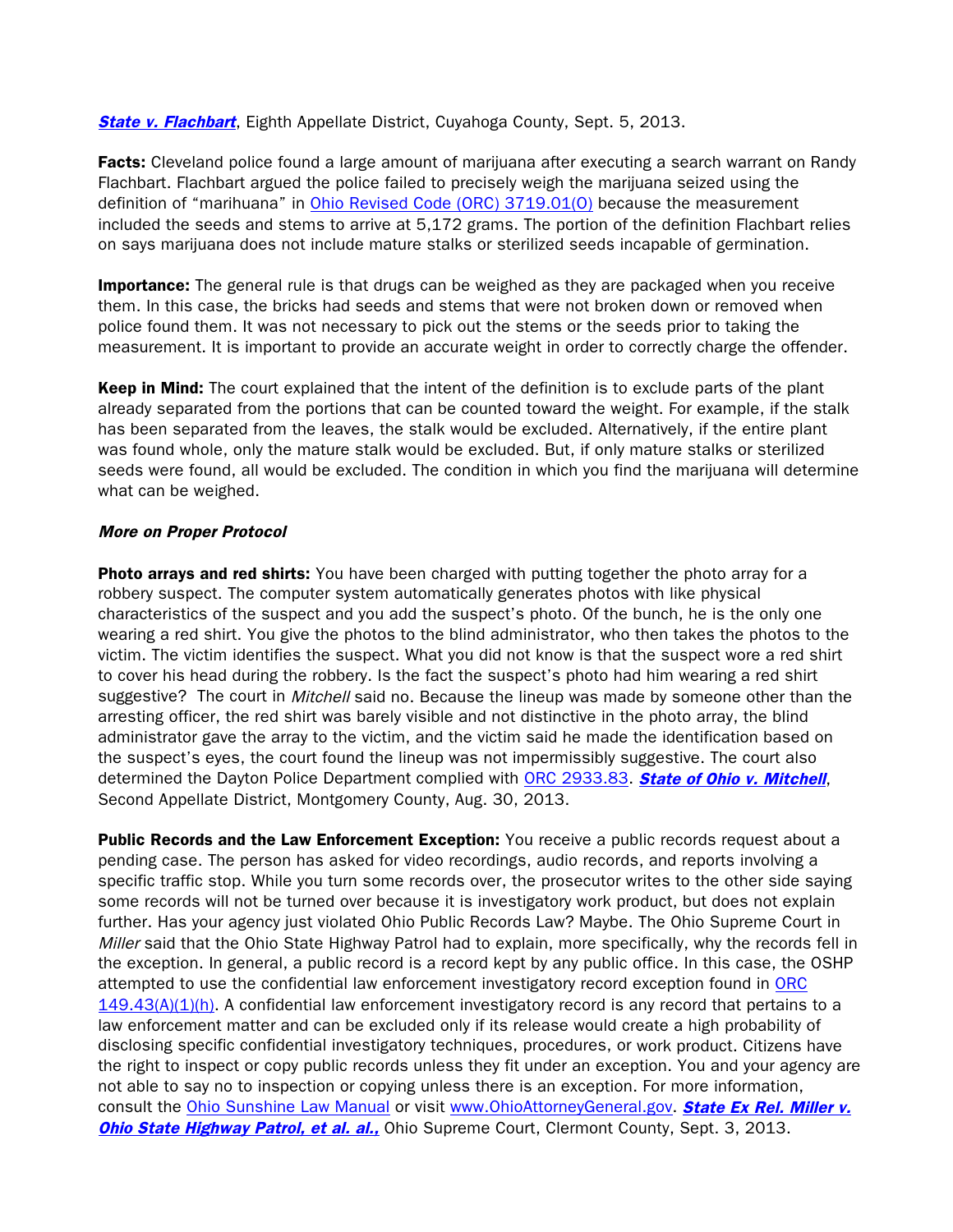***State v. Flachbart***, Eighth Appellate District, Cuyahoga County, Sept. 5, 2013.

**Facts:** Cleveland police found a large amount of marijuana after executing a search warrant on Randy Flachbart. Flachbart argued the police failed to precisely weigh the marijuana seized using the definition of "marihuana" in Ohio Revised Code (ORC) 3719.01(O) because the measurement included the seeds and stems to arrive at 5,172 grams. The portion of the definition Flachbart relies on says marijuana does not include mature stalks or sterilized seeds incapable of germination.

**Importance:** The general rule is that drugs can be weighed as they are packaged when you receive them. In this case, the bricks had seeds and stems that were not broken down or removed when police found them. It was not necessary to pick out the stems or the seeds prior to taking the measurement. It is important to provide an accurate weight in order to correctly charge the offender.

**Keep in Mind:** The court explained that the intent of the definition is to exclude parts of the plant already separated from the portions that can be counted toward the weight. For example, if the stalk has been separated from the leaves, the stalk would be excluded. Alternatively, if the entire plant was found whole, only the mature stalk would be excluded. But, if only mature stalks or sterilized seeds were found, all would be excluded. The condition in which you find the marijuana will determine what can be weighed.

***More on Proper Protocol***

**Photo arrays and red shirts:** You have been charged with putting together the photo array for a robbery suspect. The computer system automatically generates photos with like physical characteristics of the suspect and you add the suspect's photo. Of the bunch, he is the only one wearing a red shirt. You give the photos to the blind administrator, who then takes the photos to the victim. The victim identifies the suspect. What you did not know is that the suspect wore a red shirt to cover his head during the robbery. Is the fact the suspect's photo had him wearing a red shirt suggestive? The court in *Mitchell* said no. Because the lineup was made by someone other than the arresting officer, the red shirt was barely visible and not distinctive in the photo array, the blind administrator gave the array to the victim, and the victim said he made the identification based on the suspect's eyes, the court found the lineup was not impermissibly suggestive. The court also determined the Dayton Police Department complied with ORC 2933.83. ***State of Ohio v. Mitchell***, Second Appellate District, Montgomery County, Aug. 30, 2013.

**Public Records and the Law Enforcement Exception:** You receive a public records request about a pending case. The person has asked for video recordings, audio records, and reports involving a specific traffic stop. While you turn some records over, the prosecutor writes to the other side saying some records will not be turned over because it is investigatory work product, but does not explain further. Has your agency just violated Ohio Public Records Law? Maybe. The Ohio Supreme Court in *Miller* said that the Ohio State Highway Patrol had to explain, more specifically, why the records fell in the exception. In general, a public record is a record kept by any public office. In this case, the OSHP attempted to use the confidential law enforcement investigatory record exception found in ORC 149.43(A)(1)(h). A confidential law enforcement investigatory record is any record that pertains to a law enforcement matter and can be excluded only if its release would create a high probability of disclosing specific confidential investigatory techniques, procedures, or work product. Citizens have the right to inspect or copy public records unless they fit under an exception. You and your agency are not able to say no to inspection or copying unless there is an exception. For more information, consult the Ohio Sunshine Law Manual or visit www.OhioAttorneyGeneral.gov. ***State Ex Rel. Miller v. Ohio State Highway Patrol, et al. al.,*** Ohio Supreme Court, Clermont County, Sept. 3, 2013.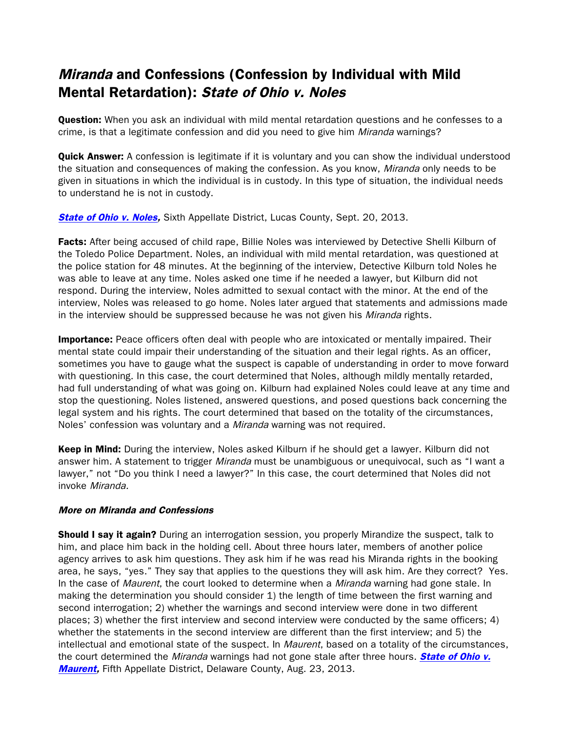# *Miranda* and Confessions (Confession by Individual with Mild Mental Retardation): *State of Ohio v. Noles*

**Question:** When you ask an individual with mild mental retardation questions and he confesses to a crime, is that a legitimate confession and did you need to give him *Miranda* warnings?

**Quick Answer:** A confession is legitimate if it is voluntary and you can show the individual understood the situation and consequences of making the confession. As you know, *Miranda* only needs to be given in situations in which the individual is in custody. In this type of situation, the individual needs to understand he is not in custody.

***State of Ohio v. Noles,*** Sixth Appellate District, Lucas County, Sept. 20, 2013.

**Facts:** After being accused of child rape, Billie Noles was interviewed by Detective Shelli Kilburn of the Toledo Police Department. Noles, an individual with mild mental retardation, was questioned at the police station for 48 minutes. At the beginning of the interview, Detective Kilburn told Noles he was able to leave at any time. Noles asked one time if he needed a lawyer, but Kilburn did not respond. During the interview, Noles admitted to sexual contact with the minor. At the end of the interview, Noles was released to go home. Noles later argued that statements and admissions made in the interview should be suppressed because he was not given his *Miranda* rights.

**Importance:** Peace officers often deal with people who are intoxicated or mentally impaired. Their mental state could impair their understanding of the situation and their legal rights. As an officer, sometimes you have to gauge what the suspect is capable of understanding in order to move forward with questioning. In this case, the court determined that Noles, although mildly mentally retarded, had full understanding of what was going on. Kilburn had explained Noles could leave at any time and stop the questioning. Noles listened, answered questions, and posed questions back concerning the legal system and his rights. The court determined that based on the totality of the circumstances, Noles' confession was voluntary and a *Miranda* warning was not required.

**Keep in Mind:** During the interview, Noles asked Kilburn if he should get a lawyer. Kilburn did not answer him. A statement to trigger *Miranda* must be unambiguous or unequivocal, such as "I want a lawyer," not "Do you think I need a lawyer?" In this case, the court determined that Noles did not invoke *Miranda.*

### *More on Miranda and Confessions*

**Should I say it again?** During an interrogation session, you properly Mirandize the suspect, talk to him, and place him back in the holding cell. About three hours later, members of another police agency arrives to ask him questions. They ask him if he was read his Miranda rights in the booking area, he says, "yes." They say that applies to the questions they will ask him. Are they correct? Yes. In the case of *Maurent*, the court looked to determine when a *Miranda* warning had gone stale. In making the determination you should consider 1) the length of time between the first warning and second interrogation; 2) whether the warnings and second interview were done in two different places; 3) whether the first interview and second interview were conducted by the same officers; 4) whether the statements in the second interview are different than the first interview; and 5) the intellectual and emotional state of the suspect. In *Maurent*, based on a totality of the circumstances, the court determined the *Miranda* warnings had not gone stale after three hours. ***State of Ohio v. Maurent,*** Fifth Appellate District, Delaware County, Aug. 23, 2013.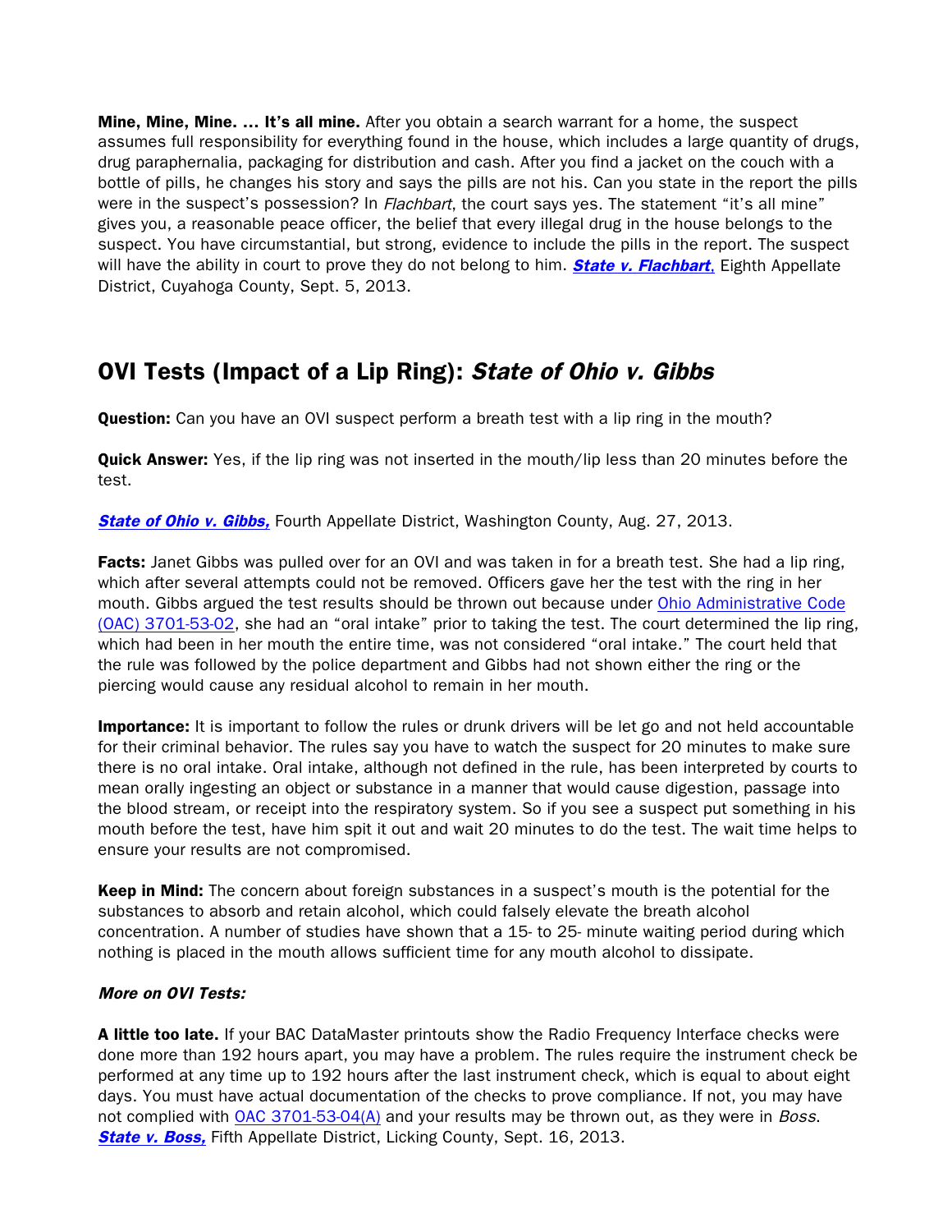**Mine, Mine, Mine. … It's all mine.** After you obtain a search warrant for a home, the suspect assumes full responsibility for everything found in the house, which includes a large quantity of drugs, drug paraphernalia, packaging for distribution and cash. After you find a jacket on the couch with a bottle of pills, he changes his story and says the pills are not his. Can you state in the report the pills were in the suspect's possession? In *Flachbart*, the court says yes. The statement "it's all mine" gives you, a reasonable peace officer, the belief that every illegal drug in the house belongs to the suspect. You have circumstantial, but strong, evidence to include the pills in the report. The suspect will have the ability in court to prove they do not belong to him. ***State v. Flachbart***, Eighth Appellate District, Cuyahoga County, Sept. 5, 2013.

## OVI Tests (Impact of a Lip Ring): *State of Ohio v. Gibbs*

**Question:** Can you have an OVI suspect perform a breath test with a lip ring in the mouth?

**Quick Answer:** Yes, if the lip ring was not inserted in the mouth/lip less than 20 minutes before the test.

***State of Ohio v. Gibbs,*** Fourth Appellate District, Washington County, Aug. 27, 2013.

**Facts:** Janet Gibbs was pulled over for an OVI and was taken in for a breath test. She had a lip ring, which after several attempts could not be removed. Officers gave her the test with the ring in her mouth. Gibbs argued the test results should be thrown out because under Ohio Administrative Code (OAC) 3701-53-02, she had an "oral intake" prior to taking the test. The court determined the lip ring, which had been in her mouth the entire time, was not considered "oral intake." The court held that the rule was followed by the police department and Gibbs had not shown either the ring or the piercing would cause any residual alcohol to remain in her mouth.

**Importance:** It is important to follow the rules or drunk drivers will be let go and not held accountable for their criminal behavior. The rules say you have to watch the suspect for 20 minutes to make sure there is no oral intake. Oral intake, although not defined in the rule, has been interpreted by courts to mean orally ingesting an object or substance in a manner that would cause digestion, passage into the blood stream, or receipt into the respiratory system. So if you see a suspect put something in his mouth before the test, have him spit it out and wait 20 minutes to do the test. The wait time helps to ensure your results are not compromised.

**Keep in Mind:** The concern about foreign substances in a suspect's mouth is the potential for the substances to absorb and retain alcohol, which could falsely elevate the breath alcohol concentration. A number of studies have shown that a 15- to 25- minute waiting period during which nothing is placed in the mouth allows sufficient time for any mouth alcohol to dissipate.

***More on OVI Tests:***

**A little too late.** If your BAC DataMaster printouts show the Radio Frequency Interface checks were done more than 192 hours apart, you may have a problem. The rules require the instrument check be performed at any time up to 192 hours after the last instrument check, which is equal to about eight days. You must have actual documentation of the checks to prove compliance. If not, you may have not complied with OAC 3701-53-04(A) and your results may be thrown out, as they were in *Boss*. ***State v. Boss,*** Fifth Appellate District, Licking County, Sept. 16, 2013.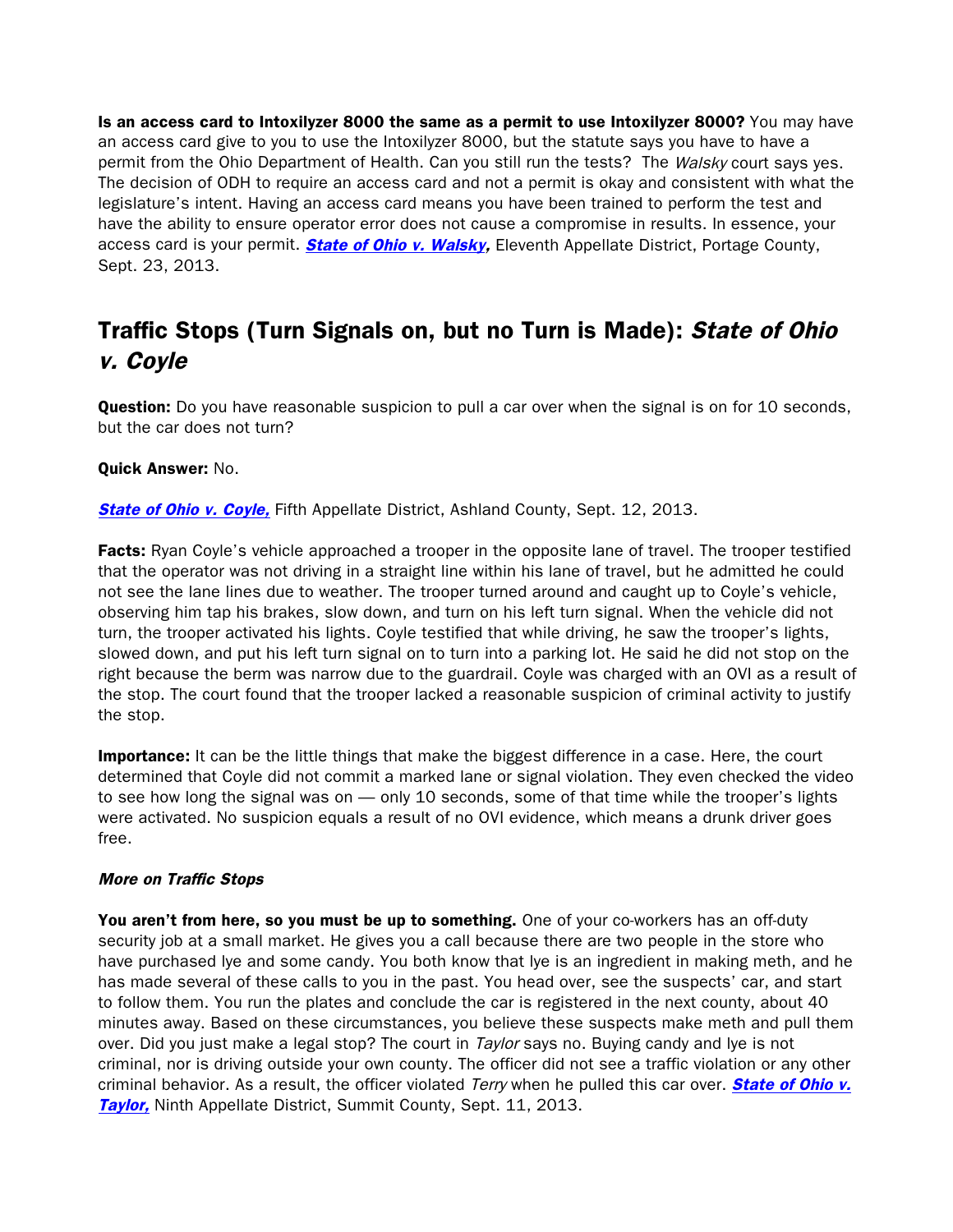**Is an access card to Intoxilyzer 8000 the same as a permit to use Intoxilyzer 8000?** You may have an access card give to you to use the Intoxilyzer 8000, but the statute says you have to have a permit from the Ohio Department of Health. Can you still run the tests? The *Walsky* court says yes. The decision of ODH to require an access card and not a permit is okay and consistent with what the legislature's intent. Having an access card means you have been trained to perform the test and have the ability to ensure operator error does not cause a compromise in results. In essence, your access card is your permit. ***State of Ohio v. Walsky,*** Eleventh Appellate District, Portage County, Sept. 23, 2013.

## Traffic Stops (Turn Signals on, but no Turn is Made): *State of Ohio v. Coyle*

**Question:** Do you have reasonable suspicion to pull a car over when the signal is on for 10 seconds, but the car does not turn?

**Quick Answer:** No.

***State of Ohio v. Coyle,*** Fifth Appellate District, Ashland County, Sept. 12, 2013.

**Facts:** Ryan Coyle's vehicle approached a trooper in the opposite lane of travel. The trooper testified that the operator was not driving in a straight line within his lane of travel, but he admitted he could not see the lane lines due to weather. The trooper turned around and caught up to Coyle's vehicle, observing him tap his brakes, slow down, and turn on his left turn signal. When the vehicle did not turn, the trooper activated his lights. Coyle testified that while driving, he saw the trooper's lights, slowed down, and put his left turn signal on to turn into a parking lot. He said he did not stop on the right because the berm was narrow due to the guardrail. Coyle was charged with an OVI as a result of the stop. The court found that the trooper lacked a reasonable suspicion of criminal activity to justify the stop.

**Importance:** It can be the little things that make the biggest difference in a case. Here, the court determined that Coyle did not commit a marked lane or signal violation. They even checked the video to see how long the signal was on — only 10 seconds, some of that time while the trooper's lights were activated. No suspicion equals a result of no OVI evidence, which means a drunk driver goes free.

***More on Traffic Stops***

**You aren't from here, so you must be up to something.** One of your co-workers has an off-duty security job at a small market. He gives you a call because there are two people in the store who have purchased lye and some candy. You both know that lye is an ingredient in making meth, and he has made several of these calls to you in the past. You head over, see the suspects' car, and start to follow them. You run the plates and conclude the car is registered in the next county, about 40 minutes away. Based on these circumstances, you believe these suspects make meth and pull them over. Did you just make a legal stop? The court in *Taylor* says no. Buying candy and lye is not criminal, nor is driving outside your own county. The officer did not see a traffic violation or any other criminal behavior. As a result, the officer violated *Terry* when he pulled this car over. ***State of Ohio v. Taylor,*** Ninth Appellate District, Summit County, Sept. 11, 2013.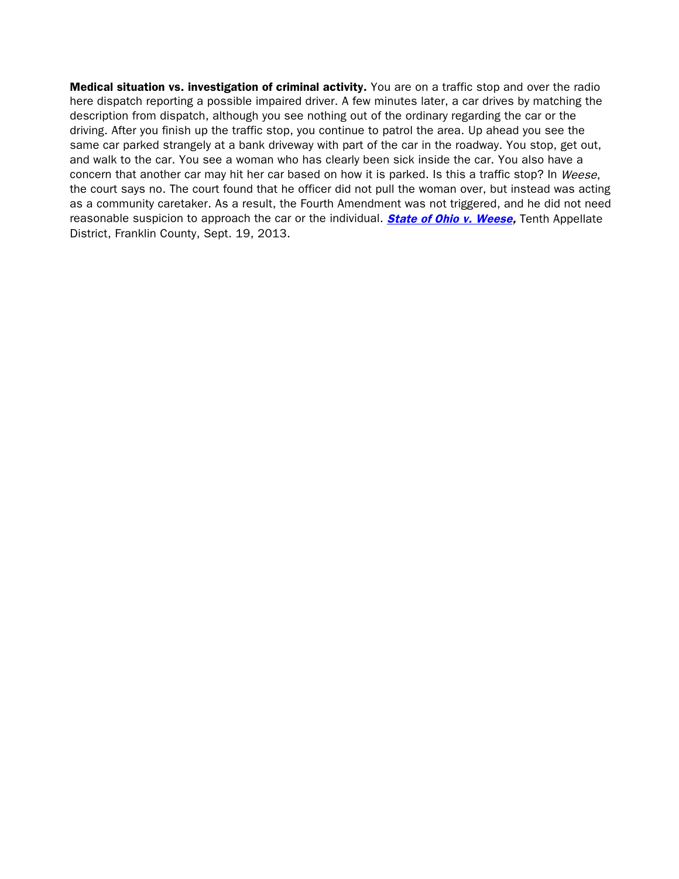**Medical situation vs. investigation of criminal activity.** You are on a traffic stop and over the radio here dispatch reporting a possible impaired driver. A few minutes later, a car drives by matching the description from dispatch, although you see nothing out of the ordinary regarding the car or the driving. After you finish up the traffic stop, you continue to patrol the area. Up ahead you see the same car parked strangely at a bank driveway with part of the car in the roadway. You stop, get out, and walk to the car. You see a woman who has clearly been sick inside the car. You also have a concern that another car may hit her car based on how it is parked. Is this a traffic stop? In *Weese*, the court says no. The court found that he officer did not pull the woman over, but instead was acting as a community caretaker. As a result, the Fourth Amendment was not triggered, and he did not need reasonable suspicion to approach the car or the individual. ***State of Ohio v. Weese,*** Tenth Appellate District, Franklin County, Sept. 19, 2013.